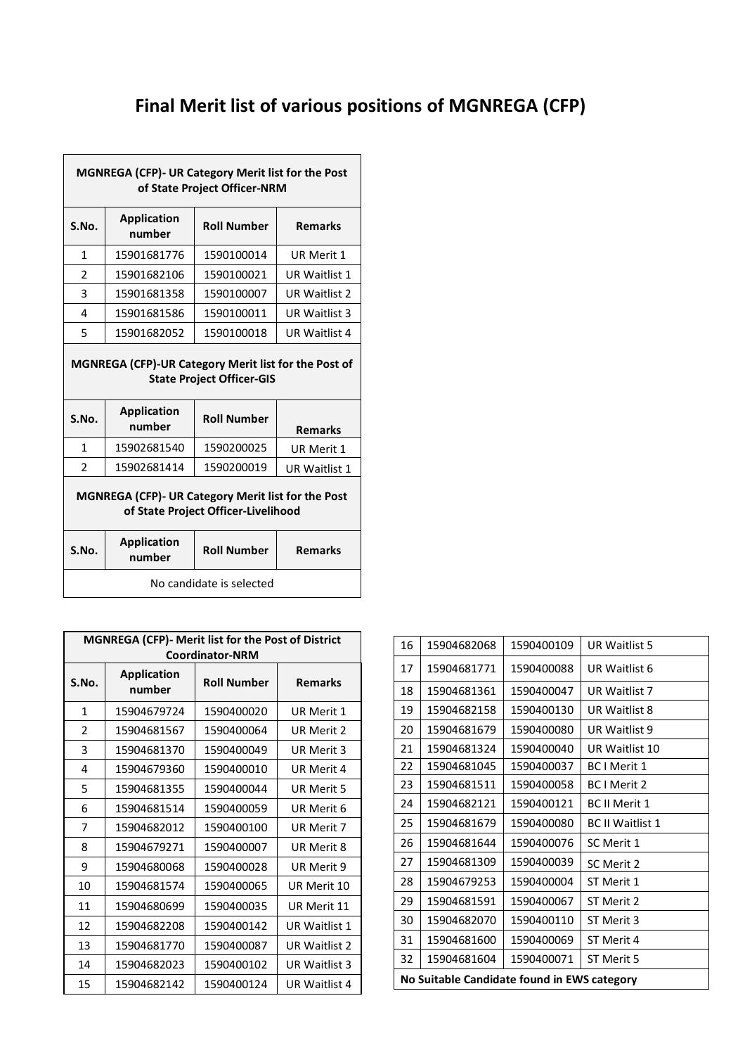# Final Merit list of various positions of MGNREGA (CFP)

| MGNREGA (CFP)- UR Category Merit list for the Post of State Project Officer-NRM | | | |
|---|---|---|---|
| **S.No.** | **Application number** | **Roll Number** | **Remarks** |
| 1 | 15901681776 | 1590100014 | UR Merit 1 |
| 2 | 15901682106 | 1590100021 | UR Waitlist 1 |
| 3 | 15901681358 | 1590100007 | UR Waitlist 2 |
| 4 | 15901681586 | 1590100011 | UR Waitlist 3 |
| 5 | 15901682052 | 1590100018 | UR Waitlist 4 |

| MGNREGA (CFP)-UR Category Merit list for the Post of State Project Officer-GIS | | | |
|---|---|---|---|
| **S.No.** | **Application number** | **Roll Number** | **Remarks** |
| 1 | 15902681540 | 1590200025 | UR Merit 1 |
| 2 | 15902681414 | 1590200019 | UR Waitlist 1 |

| MGNREGA (CFP)- UR Category Merit list for the Post of State Project Officer-Livelihood | | | |
|---|---|---|---|
| **S.No.** | **Application number** | **Roll Number** | **Remarks** |
| No candidate is selected | | | |

| MGNREGA (CFP)- Merit list for the Post of District Coordinator-NRM | | | |
|---|---|---|---|
| **S.No.** | **Application number** | **Roll Number** | **Remarks** |
| 1 | 15904679724 | 1590400020 | UR Merit 1 |
| 2 | 15904681567 | 1590400064 | UR Merit 2 |
| 3 | 15904681370 | 1590400049 | UR Merit 3 |
| 4 | 15904679360 | 1590400010 | UR Merit 4 |
| 5 | 15904681355 | 1590400044 | UR Merit 5 |
| 6 | 15904681514 | 1590400059 | UR Merit 6 |
| 7 | 15904682012 | 1590400100 | UR Merit 7 |
| 8 | 15904679271 | 1590400007 | UR Merit 8 |
| 9 | 15904680068 | 1590400028 | UR Merit 9 |
| 10 | 15904681574 | 1590400065 | UR Merit 10 |
| 11 | 15904680699 | 1590400035 | UR Merit 11 |
| 12 | 15904682208 | 1590400142 | UR Waitlist 1 |
| 13 | 15904681770 | 1590400087 | UR Waitlist 2 |
| 14 | 15904682023 | 1590400102 | UR Waitlist 3 |
| 15 | 15904682142 | 1590400124 | UR Waitlist 4 |
| 16 | 15904682068 | 1590400109 | UR Waitlist 5 |
| 17 | 15904681771 | 1590400088 | UR Waitlist 6 |
| 18 | 15904681361 | 1590400047 | UR Waitlist 7 |
| 19 | 15904682158 | 1590400130 | UR Waitlist 8 |
| 20 | 15904681679 | 1590400080 | UR Waitlist 9 |
| 21 | 15904681324 | 1590400040 | UR Waitlist 10 |
| 22 | 15904681045 | 1590400037 | BC I Merit 1 |
| 23 | 15904681511 | 1590400058 | BC I Merit 2 |
| 24 | 15904682121 | 1590400121 | BC II Merit 1 |
| 25 | 15904681679 | 1590400080 | BC II Waitlist 1 |
| 26 | 15904681644 | 1590400076 | SC Merit 1 |
| 27 | 15904681309 | 1590400039 | SC Merit 2 |
| 28 | 15904679253 | 1590400004 | ST Merit 1 |
| 29 | 15904681591 | 1590400067 | ST Merit 2 |
| 30 | 15904682070 | 1590400110 | ST Merit 3 |
| 31 | 15904681600 | 1590400069 | ST Merit 4 |
| 32 | 15904681604 | 1590400071 | ST Merit 5 |
| **No Suitable Candidate found in EWS category** | | | |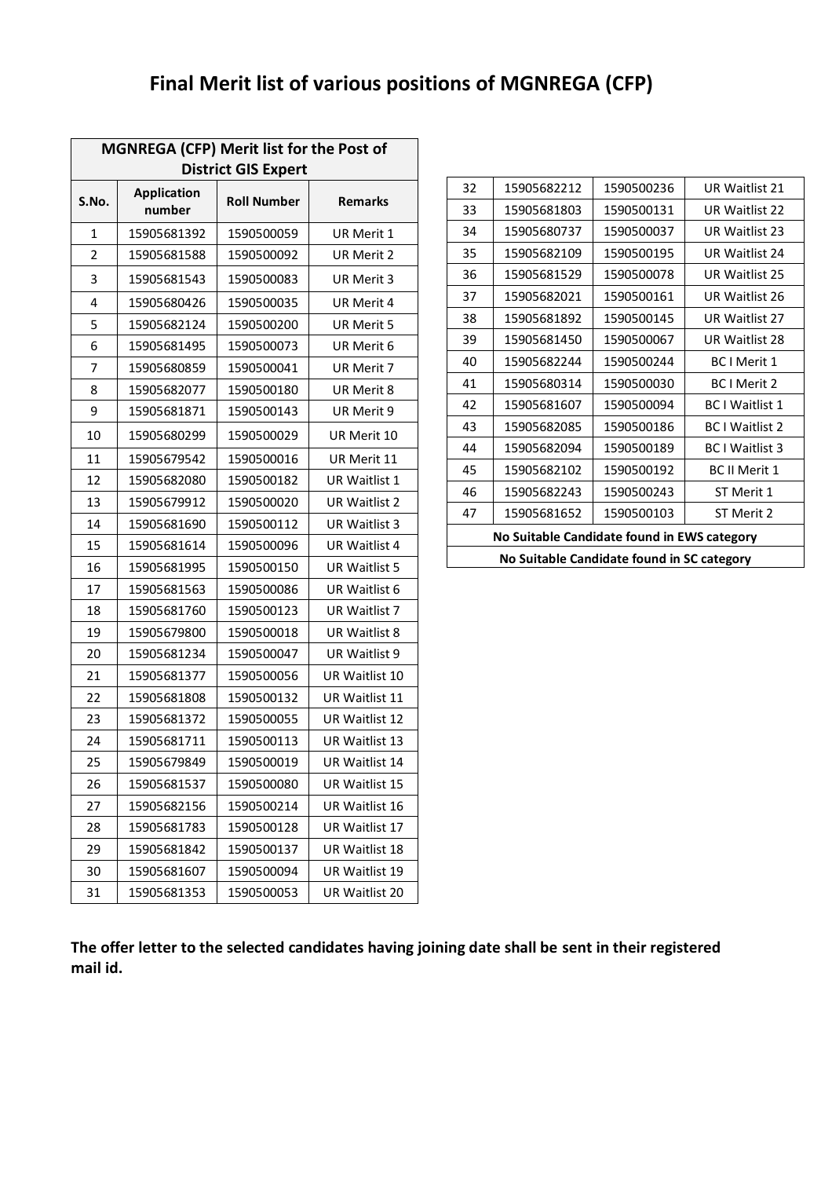# Final Merit list of various positions of MGNREGA (CFP)

| MGNREGA (CFP) Merit list for the Post of District GIS Expert | | | |
|---|---|---|---|
| **S.No.** | **Application number** | **Roll Number** | **Remarks** |
| 1 | 15905681392 | 1590500059 | UR Merit 1 |
| 2 | 15905681588 | 1590500092 | UR Merit 2 |
| 3 | 15905681543 | 1590500083 | UR Merit 3 |
| 4 | 15905680426 | 1590500035 | UR Merit 4 |
| 5 | 15905682124 | 1590500200 | UR Merit 5 |
| 6 | 15905681495 | 1590500073 | UR Merit 6 |
| 7 | 15905680859 | 1590500041 | UR Merit 7 |
| 8 | 15905682077 | 1590500180 | UR Merit 8 |
| 9 | 15905681871 | 1590500143 | UR Merit 9 |
| 10 | 15905680299 | 1590500029 | UR Merit 10 |
| 11 | 15905679542 | 1590500016 | UR Merit 11 |
| 12 | 15905682080 | 1590500182 | UR Waitlist 1 |
| 13 | 15905679912 | 1590500020 | UR Waitlist 2 |
| 14 | 15905681690 | 1590500112 | UR Waitlist 3 |
| 15 | 15905681614 | 1590500096 | UR Waitlist 4 |
| 16 | 15905681995 | 1590500150 | UR Waitlist 5 |
| 17 | 15905681563 | 1590500086 | UR Waitlist 6 |
| 18 | 15905681760 | 1590500123 | UR Waitlist 7 |
| 19 | 15905679800 | 1590500018 | UR Waitlist 8 |
| 20 | 15905681234 | 1590500047 | UR Waitlist 9 |
| 21 | 15905681377 | 1590500056 | UR Waitlist 10 |
| 22 | 15905681808 | 1590500132 | UR Waitlist 11 |
| 23 | 15905681372 | 1590500055 | UR Waitlist 12 |
| 24 | 15905681711 | 1590500113 | UR Waitlist 13 |
| 25 | 15905679849 | 1590500019 | UR Waitlist 14 |
| 26 | 15905681537 | 1590500080 | UR Waitlist 15 |
| 27 | 15905682156 | 1590500214 | UR Waitlist 16 |
| 28 | 15905681783 | 1590500128 | UR Waitlist 17 |
| 29 | 15905681842 | 1590500137 | UR Waitlist 18 |
| 30 | 15905681607 | 1590500094 | UR Waitlist 19 |
| 31 | 15905681353 | 1590500053 | UR Waitlist 20 |
| 32 | 15905682212 | 1590500236 | UR Waitlist 21 |
| 33 | 15905681803 | 1590500131 | UR Waitlist 22 |
| 34 | 15905680737 | 1590500037 | UR Waitlist 23 |
| 35 | 15905682109 | 1590500195 | UR Waitlist 24 |
| 36 | 15905681529 | 1590500078 | UR Waitlist 25 |
| 37 | 15905682021 | 1590500161 | UR Waitlist 26 |
| 38 | 15905681892 | 1590500145 | UR Waitlist 27 |
| 39 | 15905681450 | 1590500067 | UR Waitlist 28 |
| 40 | 15905682244 | 1590500244 | BC I Merit 1 |
| 41 | 15905680314 | 1590500030 | BC I Merit 2 |
| 42 | 15905681607 | 1590500094 | BC I Waitlist 1 |
| 43 | 15905682085 | 1590500186 | BC I Waitlist 2 |
| 44 | 15905682094 | 1590500189 | BC I Waitlist 3 |
| 45 | 15905682102 | 1590500192 | BC II Merit 1 |
| 46 | 15905682243 | 1590500243 | ST Merit 1 |
| 47 | 15905681652 | 1590500103 | ST Merit 2 |
| **No Suitable Candidate found in EWS category** | | | |
| **No Suitable Candidate found in SC category** | | | |

**The offer letter to the selected candidates having joining date shall be sent in their registered mail id.**